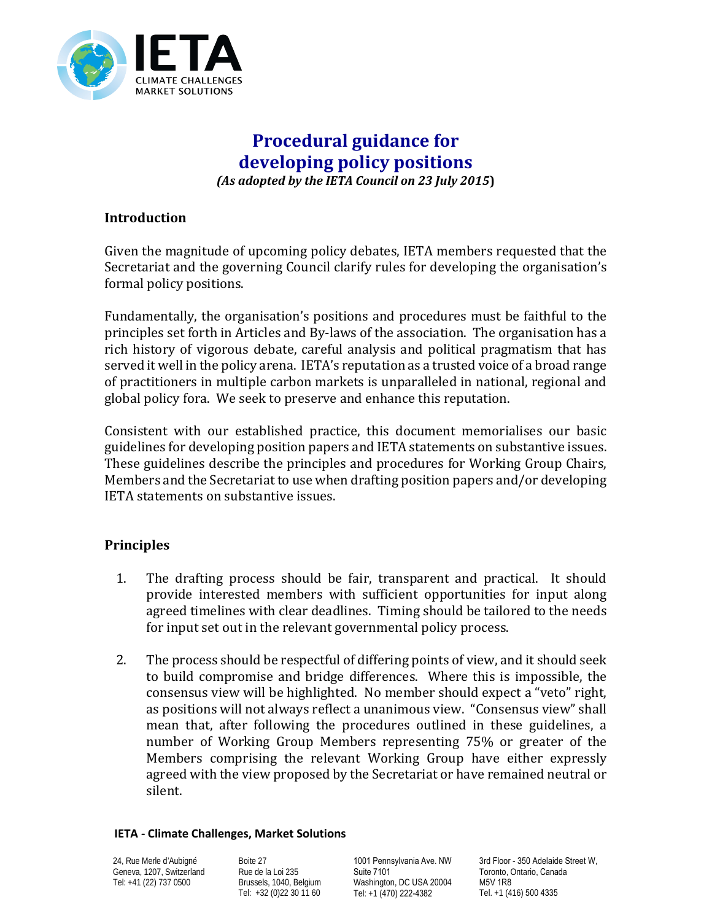# Procedural guidance for developing policy positions

*(As adopted by the IETA Council on 23 July 2015)*

## Introduction

Given the magnitude of upcoming policy debates, IETA members requested that the Secretariat and the governing Council clarify rules for developing the organisation's formal policy positions.

Fundamentally, the organisation's positions and procedures must be faithful to the principles set forth in Articles and By-laws of the association. The organisation has a rich history of vigorous debate, careful analysis and political pragmatism that has served it well in the policy arena. IETA's reputation as a trusted voice of a broad range of practitioners in multiple carbon markets is unparalleled in national, regional and global policy fora. We seek to preserve and enhance this reputation.

Consistent with our established practice, this document memorialises our basic guidelines for developing position papers and IETA statements on substantive issues. These guidelines describe the principles and procedures for Working Group Chairs, Members and the Secretariat to use when drafting position papers and/or developing IETA statements on substantive issues.

## Principles

1. The drafting process should be fair, transparent and practical. It should provide interested members with sufficient opportunities for input along agreed timelines with clear deadlines. Timing should be tailored to the needs for input set out in the relevant governmental policy process.

2. The process should be respectful of differing points of view, and it should seek to build compromise and bridge differences. Where this is impossible, the consensus view will be highlighted. No member should expect a "veto" right, as positions will not always reflect a unanimous view. "Consensus view" shall mean that, after following the procedures outlined in these guidelines, a number of Working Group Members representing 75% or greater of the Members comprising the relevant Working Group have either expressly agreed with the view proposed by the Secretariat or have remained neutral or silent.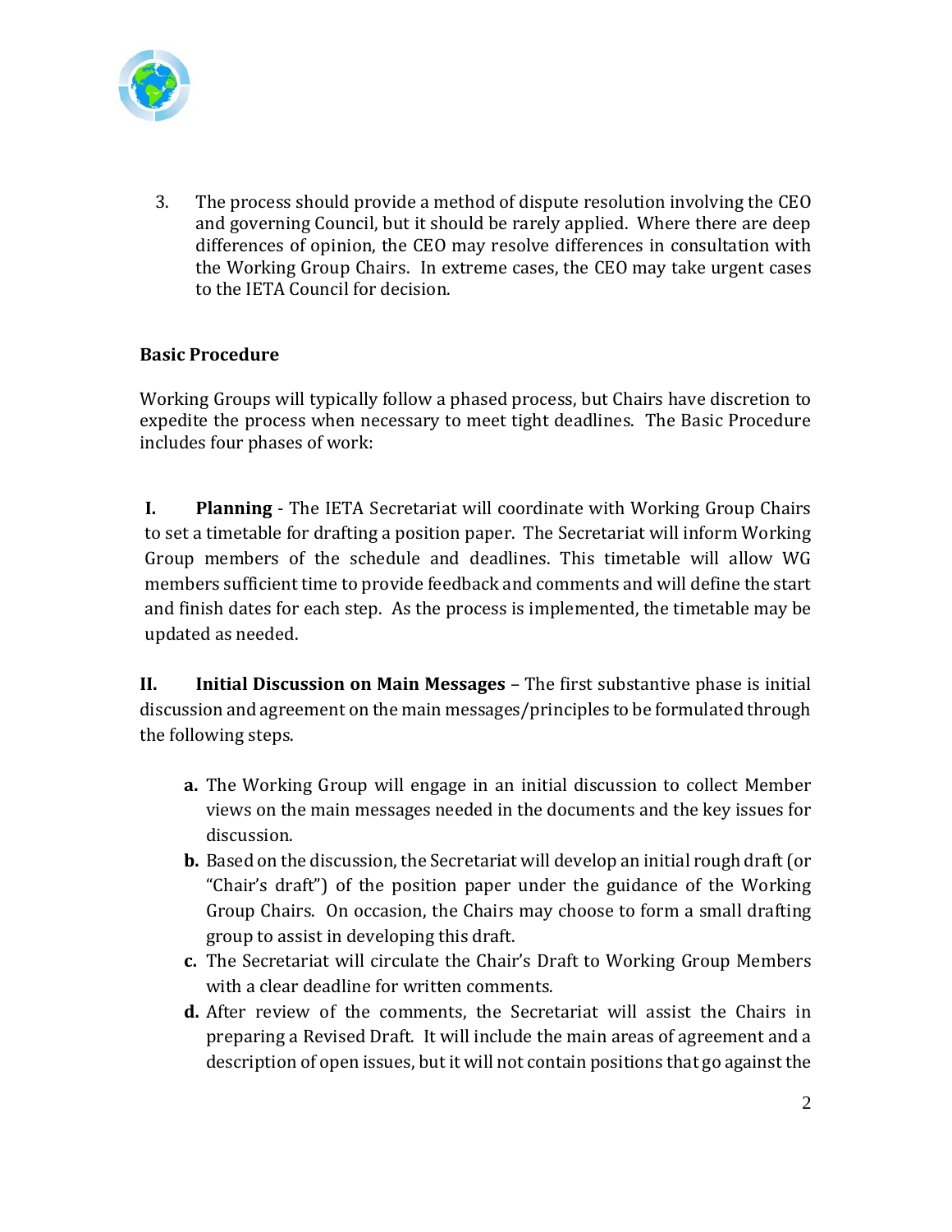3. The process should provide a method of dispute resolution involving the CEO and governing Council, but it should be rarely applied. Where there are deep differences of opinion, the CEO may resolve differences in consultation with the Working Group Chairs. In extreme cases, the CEO may take urgent cases to the IETA Council for decision.

**Basic Procedure**

Working Groups will typically follow a phased process, but Chairs have discretion to expedite the process when necessary to meet tight deadlines. The Basic Procedure includes four phases of work:

**I. Planning** - The IETA Secretariat will coordinate with Working Group Chairs to set a timetable for drafting a position paper. The Secretariat will inform Working Group members of the schedule and deadlines. This timetable will allow WG members sufficient time to provide feedback and comments and will define the start and finish dates for each step. As the process is implemented, the timetable may be updated as needed.

**II. Initial Discussion on Main Messages** – The first substantive phase is initial discussion and agreement on the main messages/principles to be formulated through the following steps.

- **a.** The Working Group will engage in an initial discussion to collect Member views on the main messages needed in the documents and the key issues for discussion.
- **b.** Based on the discussion, the Secretariat will develop an initial rough draft (or "Chair's draft") of the position paper under the guidance of the Working Group Chairs. On occasion, the Chairs may choose to form a small drafting group to assist in developing this draft.
- **c.** The Secretariat will circulate the Chair's Draft to Working Group Members with a clear deadline for written comments.
- **d.** After review of the comments, the Secretariat will assist the Chairs in preparing a Revised Draft. It will include the main areas of agreement and a description of open issues, but it will not contain positions that go against the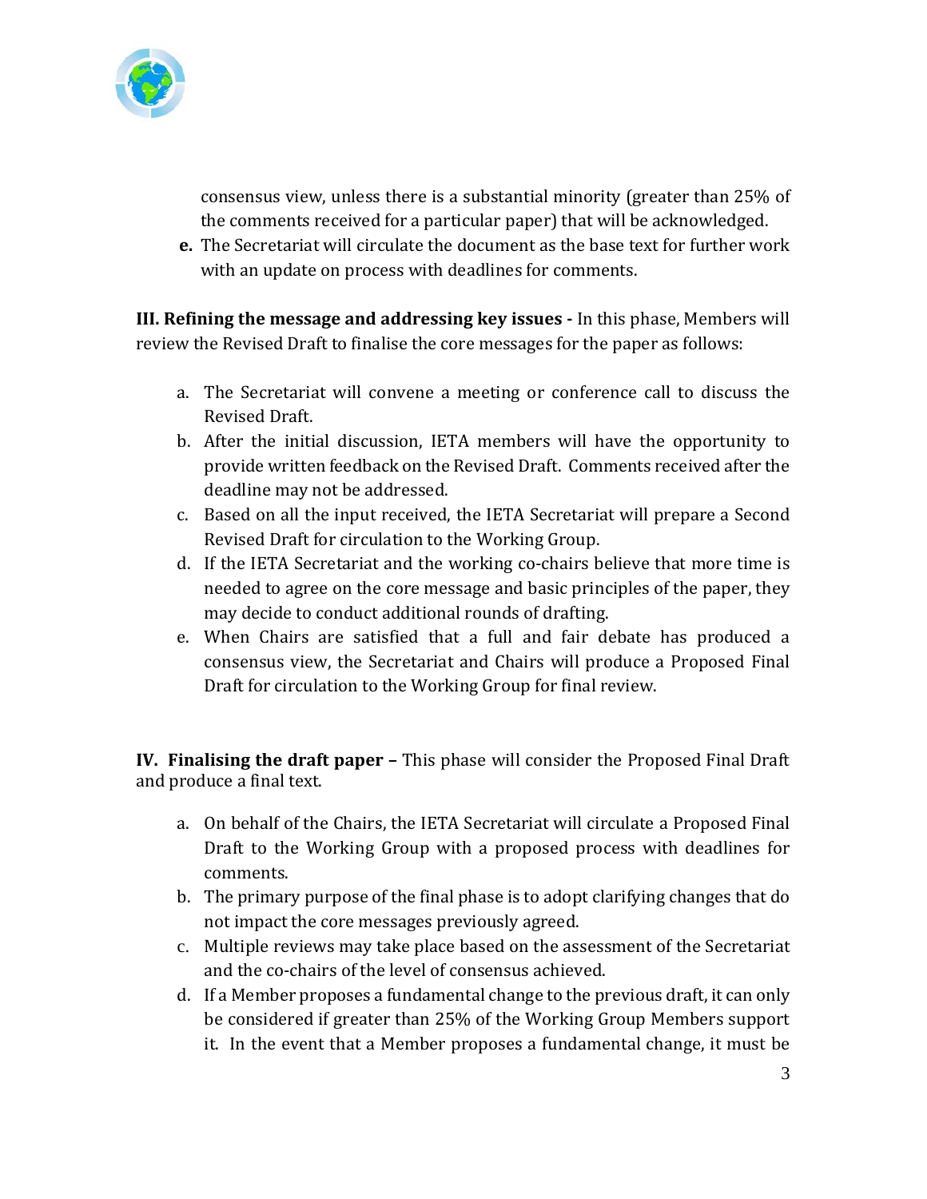consensus view, unless there is a substantial minority (greater than 25% of the comments received for a particular paper) that will be acknowledged.

**e.** The Secretariat will circulate the document as the base text for further work with an update on process with deadlines for comments.

**III. Refining the message and addressing key issues -** In this phase, Members will review the Revised Draft to finalise the core messages for the paper as follows:

a. The Secretariat will convene a meeting or conference call to discuss the Revised Draft.

b. After the initial discussion, IETA members will have the opportunity to provide written feedback on the Revised Draft. Comments received after the deadline may not be addressed.

c. Based on all the input received, the IETA Secretariat will prepare a Second Revised Draft for circulation to the Working Group.

d. If the IETA Secretariat and the working co-chairs believe that more time is needed to agree on the core message and basic principles of the paper, they may decide to conduct additional rounds of drafting.

e. When Chairs are satisfied that a full and fair debate has produced a consensus view, the Secretariat and Chairs will produce a Proposed Final Draft for circulation to the Working Group for final review.

**IV. Finalising the draft paper –** This phase will consider the Proposed Final Draft and produce a final text.

a. On behalf of the Chairs, the IETA Secretariat will circulate a Proposed Final Draft to the Working Group with a proposed process with deadlines for comments.

b. The primary purpose of the final phase is to adopt clarifying changes that do not impact the core messages previously agreed.

c. Multiple reviews may take place based on the assessment of the Secretariat and the co-chairs of the level of consensus achieved.

d. If a Member proposes a fundamental change to the previous draft, it can only be considered if greater than 25% of the Working Group Members support it. In the event that a Member proposes a fundamental change, it must be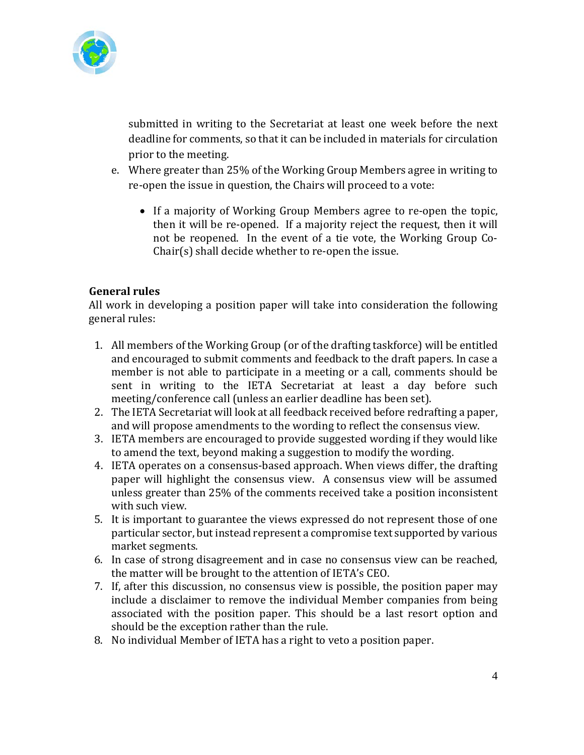submitted in writing to the Secretariat at least one week before the next deadline for comments, so that it can be included in materials for circulation prior to the meeting.

e. Where greater than 25% of the Working Group Members agree in writing to re-open the issue in question, the Chairs will proceed to a vote:

    - If a majority of Working Group Members agree to re-open the topic, then it will be re-opened. If a majority reject the request, then it will not be reopened. In the event of a tie vote, the Working Group Co-Chair(s) shall decide whether to re-open the issue.

**General rules**

All work in developing a position paper will take into consideration the following general rules:

1. All members of the Working Group (or of the drafting taskforce) will be entitled and encouraged to submit comments and feedback to the draft papers. In case a member is not able to participate in a meeting or a call, comments should be sent in writing to the IETA Secretariat at least a day before such meeting/conference call (unless an earlier deadline has been set).
2. The IETA Secretariat will look at all feedback received before redrafting a paper, and will propose amendments to the wording to reflect the consensus view.
3. IETA members are encouraged to provide suggested wording if they would like to amend the text, beyond making a suggestion to modify the wording.
4. IETA operates on a consensus-based approach. When views differ, the drafting paper will highlight the consensus view. A consensus view will be assumed unless greater than 25% of the comments received take a position inconsistent with such view.
5. It is important to guarantee the views expressed do not represent those of one particular sector, but instead represent a compromise text supported by various market segments.
6. In case of strong disagreement and in case no consensus view can be reached, the matter will be brought to the attention of IETA's CEO.
7. If, after this discussion, no consensus view is possible, the position paper may include a disclaimer to remove the individual Member companies from being associated with the position paper. This should be a last resort option and should be the exception rather than the rule.
8. No individual Member of IETA has a right to veto a position paper.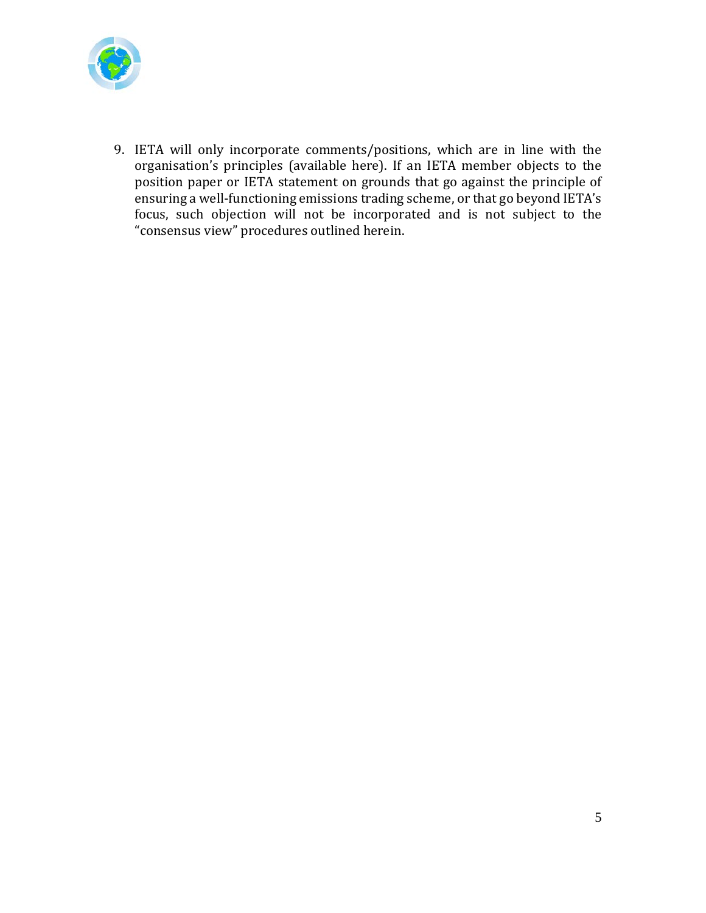9. IETA will only incorporate comments/positions, which are in line with the organisation's principles (available here). If an IETA member objects to the position paper or IETA statement on grounds that go against the principle of ensuring a well-functioning emissions trading scheme, or that go beyond IETA's focus, such objection will not be incorporated and is not subject to the "consensus view" procedures outlined herein.